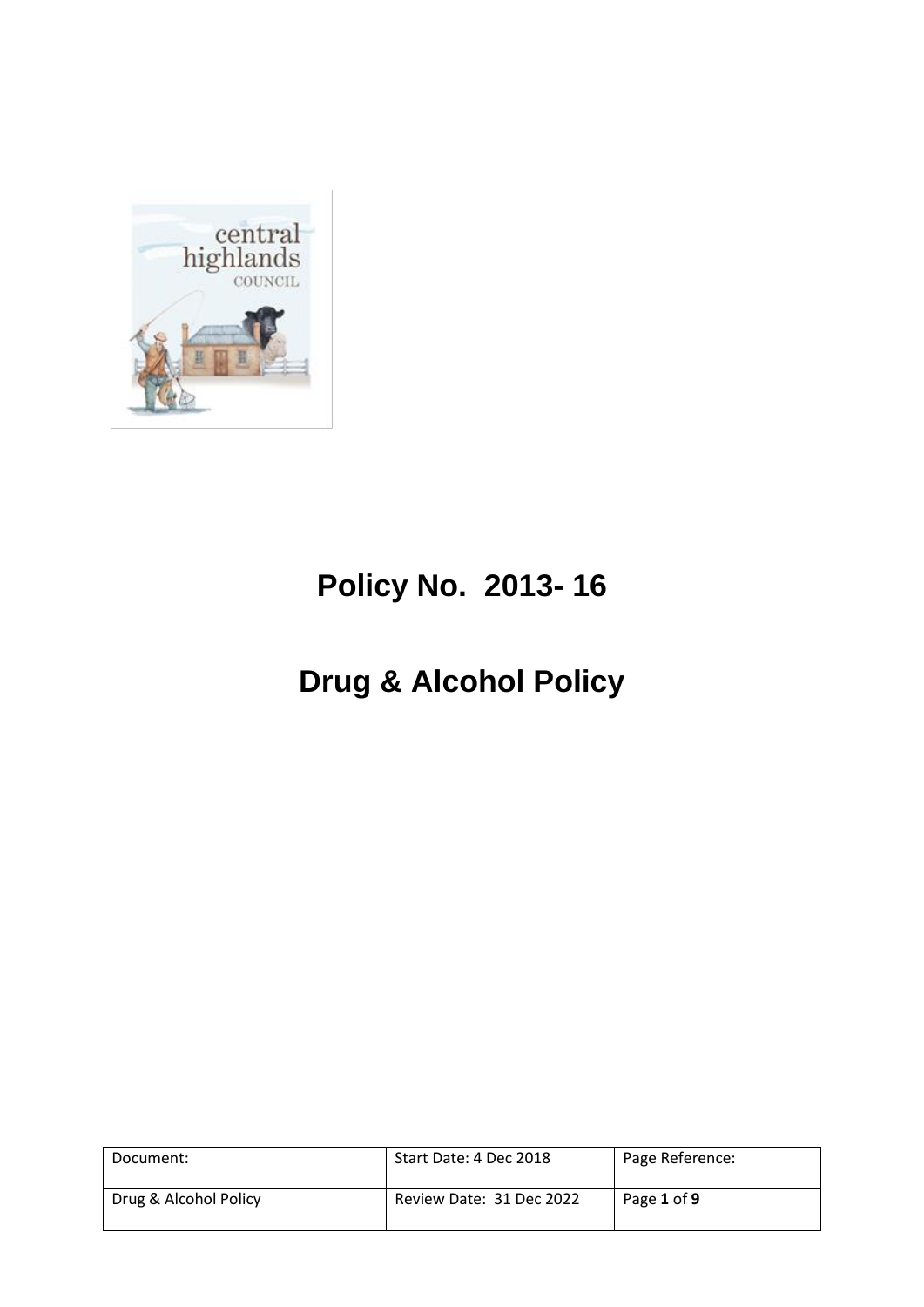# Policy No. 2013- 16

# Drug & Alcohol Policy

| Document: | Start Date: 4 Dec 2018 | Page Reference: |
| --- | --- | --- |
| Drug & Alcohol Policy | Review Date: 31 Dec 2022 | Page **1** of **9** |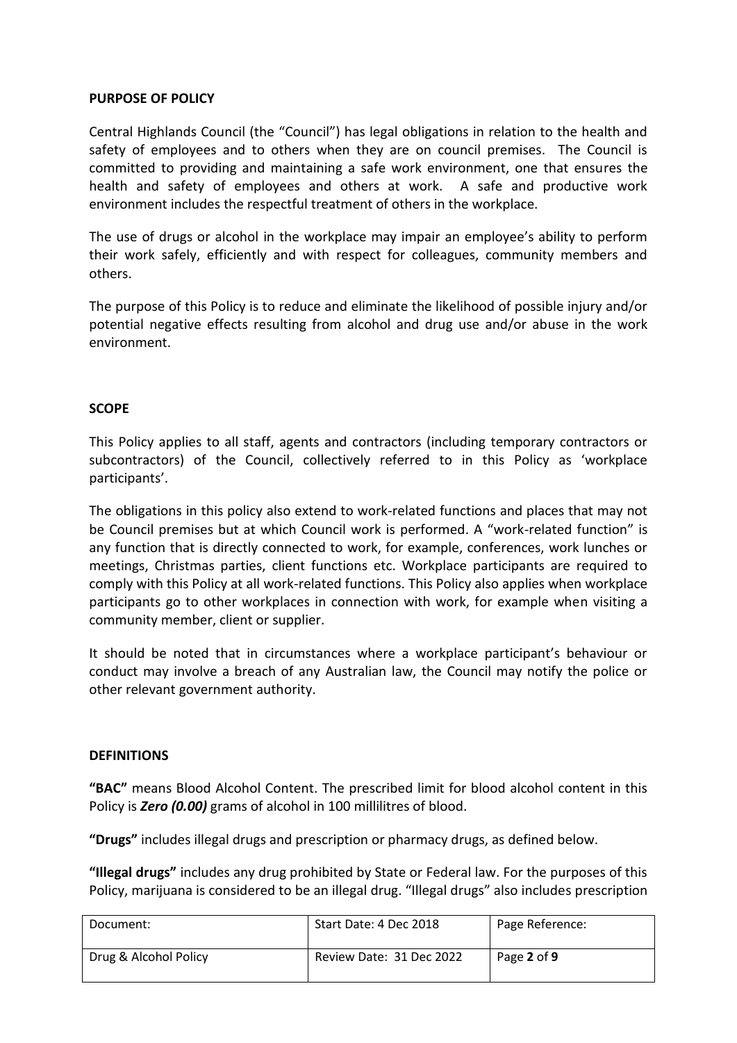**PURPOSE OF POLICY**

Central Highlands Council (the "Council") has legal obligations in relation to the health and safety of employees and to others when they are on council premises. The Council is committed to providing and maintaining a safe work environment, one that ensures the health and safety of employees and others at work. A safe and productive work environment includes the respectful treatment of others in the workplace.

The use of drugs or alcohol in the workplace may impair an employee's ability to perform their work safely, efficiently and with respect for colleagues, community members and others.

The purpose of this Policy is to reduce and eliminate the likelihood of possible injury and/or potential negative effects resulting from alcohol and drug use and/or abuse in the work environment.

**SCOPE**

This Policy applies to all staff, agents and contractors (including temporary contractors or subcontractors) of the Council, collectively referred to in this Policy as 'workplace participants'.

The obligations in this policy also extend to work-related functions and places that may not be Council premises but at which Council work is performed. A "work-related function" is any function that is directly connected to work, for example, conferences, work lunches or meetings, Christmas parties, client functions etc. Workplace participants are required to comply with this Policy at all work-related functions. This Policy also applies when workplace participants go to other workplaces in connection with work, for example when visiting a community member, client or supplier.

It should be noted that in circumstances where a workplace participant's behaviour or conduct may involve a breach of any Australian law, the Council may notify the police or other relevant government authority.

**DEFINITIONS**

**"BAC"** means Blood Alcohol Content. The prescribed limit for blood alcohol content in this Policy is ***Zero (0.00)*** grams of alcohol in 100 millilitres of blood.

**"Drugs"** includes illegal drugs and prescription or pharmacy drugs, as defined below.

**"Illegal drugs"** includes any drug prohibited by State or Federal law. For the purposes of this Policy, marijuana is considered to be an illegal drug. "Illegal drugs" also includes prescription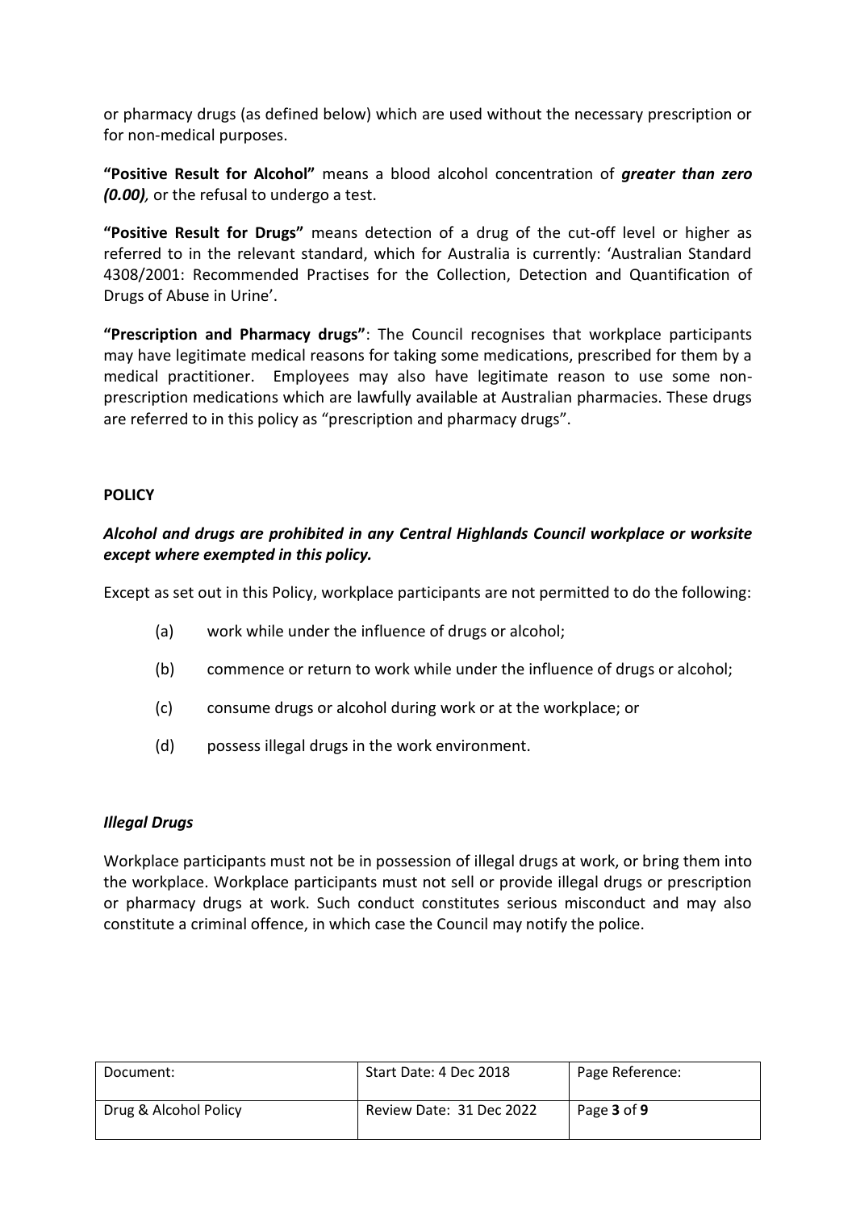or pharmacy drugs (as defined below) which are used without the necessary prescription or for non-medical purposes.

**"Positive Result for Alcohol"** means a blood alcohol concentration of ***greater than zero (0.00)***, or the refusal to undergo a test.

**"Positive Result for Drugs"** means detection of a drug of the cut-off level or higher as referred to in the relevant standard, which for Australia is currently: 'Australian Standard 4308/2001: Recommended Practises for the Collection, Detection and Quantification of Drugs of Abuse in Urine'.

**"Prescription and Pharmacy drugs"**: The Council recognises that workplace participants may have legitimate medical reasons for taking some medications, prescribed for them by a medical practitioner. Employees may also have legitimate reason to use some non-prescription medications which are lawfully available at Australian pharmacies. These drugs are referred to in this policy as "prescription and pharmacy drugs".

## POLICY

***Alcohol and drugs are prohibited in any Central Highlands Council workplace or worksite except where exempted in this policy.***

Except as set out in this Policy, workplace participants are not permitted to do the following:

(a) work while under the influence of drugs or alcohol;

(b) commence or return to work while under the influence of drugs or alcohol;

(c) consume drugs or alcohol during work or at the workplace; or

(d) possess illegal drugs in the work environment.

### *Illegal Drugs*

Workplace participants must not be in possession of illegal drugs at work, or bring them into the workplace. Workplace participants must not sell or provide illegal drugs or prescription or pharmacy drugs at work. Such conduct constitutes serious misconduct and may also constitute a criminal offence, in which case the Council may notify the police.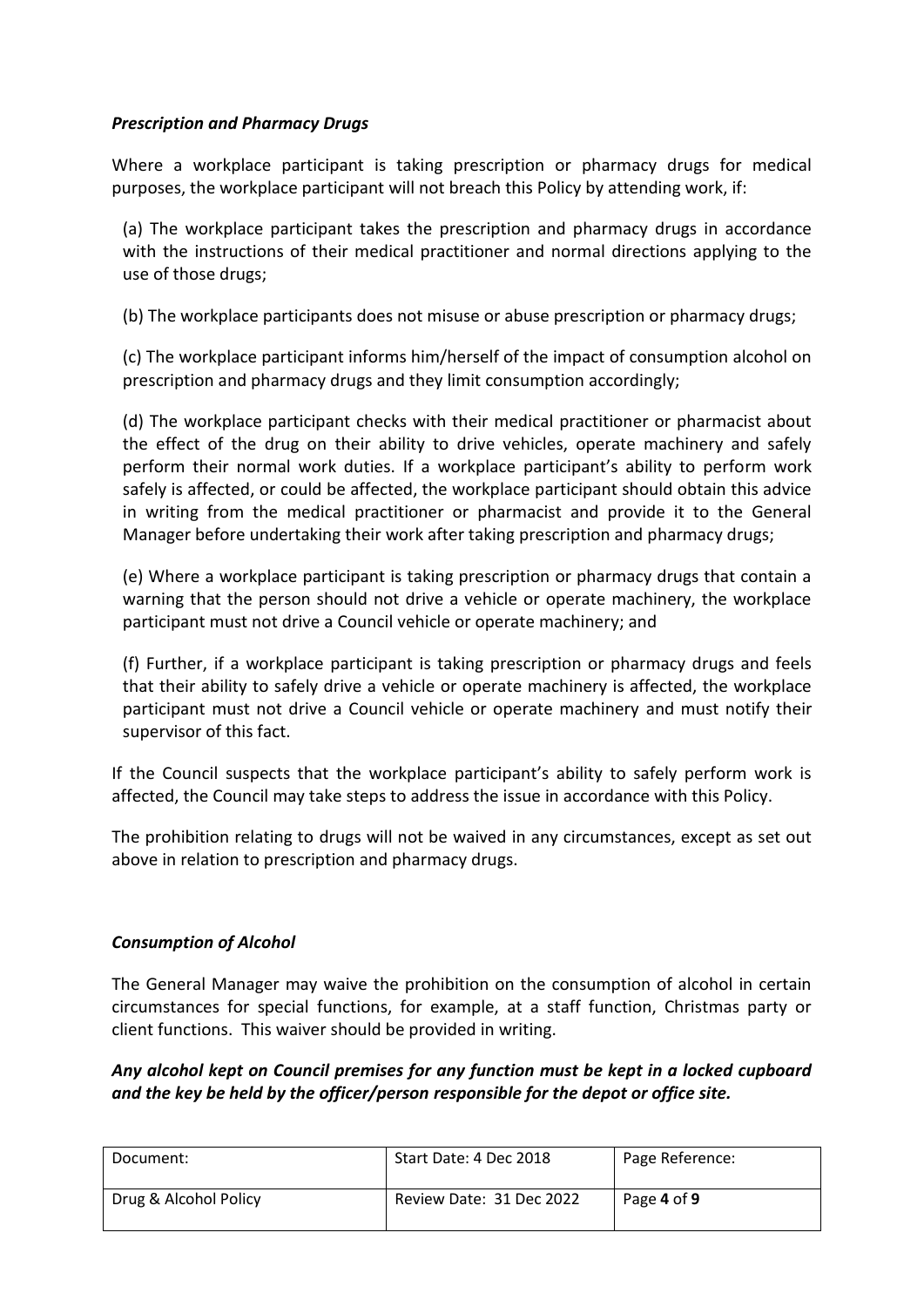### *Prescription and Pharmacy Drugs*

Where a workplace participant is taking prescription or pharmacy drugs for medical purposes, the workplace participant will not breach this Policy by attending work, if:

(a) The workplace participant takes the prescription and pharmacy drugs in accordance with the instructions of their medical practitioner and normal directions applying to the use of those drugs;

(b) The workplace participants does not misuse or abuse prescription or pharmacy drugs;

(c) The workplace participant informs him/herself of the impact of consumption alcohol on prescription and pharmacy drugs and they limit consumption accordingly;

(d) The workplace participant checks with their medical practitioner or pharmacist about the effect of the drug on their ability to drive vehicles, operate machinery and safely perform their normal work duties. If a workplace participant's ability to perform work safely is affected, or could be affected, the workplace participant should obtain this advice in writing from the medical practitioner or pharmacist and provide it to the General Manager before undertaking their work after taking prescription and pharmacy drugs;

(e) Where a workplace participant is taking prescription or pharmacy drugs that contain a warning that the person should not drive a vehicle or operate machinery, the workplace participant must not drive a Council vehicle or operate machinery; and

(f) Further, if a workplace participant is taking prescription or pharmacy drugs and feels that their ability to safely drive a vehicle or operate machinery is affected, the workplace participant must not drive a Council vehicle or operate machinery and must notify their supervisor of this fact.

If the Council suspects that the workplace participant's ability to safely perform work is affected, the Council may take steps to address the issue in accordance with this Policy.

The prohibition relating to drugs will not be waived in any circumstances, except as set out above in relation to prescription and pharmacy drugs.

### *Consumption of Alcohol*

The General Manager may waive the prohibition on the consumption of alcohol in certain circumstances for special functions, for example, at a staff function, Christmas party or client functions. This waiver should be provided in writing.

***Any alcohol kept on Council premises for any function must be kept in a locked cupboard and the key be held by the officer/person responsible for the depot or office site.***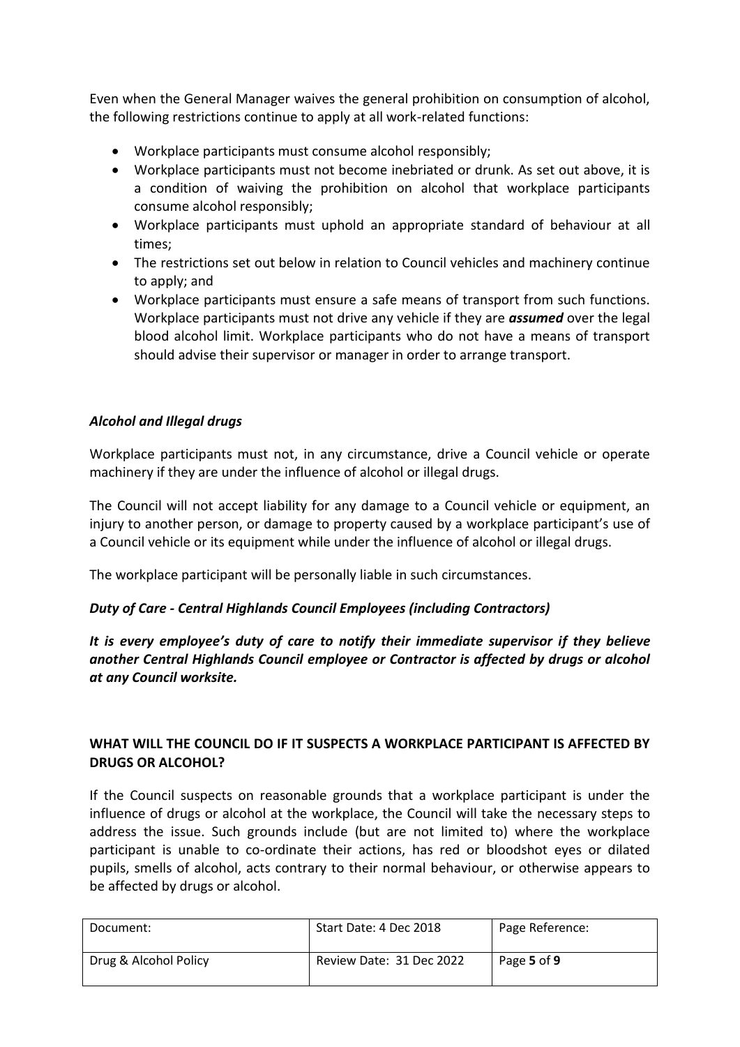Even when the General Manager waives the general prohibition on consumption of alcohol, the following restrictions continue to apply at all work-related functions:

- Workplace participants must consume alcohol responsibly;
- Workplace participants must not become inebriated or drunk. As set out above, it is a condition of waiving the prohibition on alcohol that workplace participants consume alcohol responsibly;
- Workplace participants must uphold an appropriate standard of behaviour at all times;
- The restrictions set out below in relation to Council vehicles and machinery continue to apply; and
- Workplace participants must ensure a safe means of transport from such functions. Workplace participants must not drive any vehicle if they are ***assumed*** over the legal blood alcohol limit. Workplace participants who do not have a means of transport should advise their supervisor or manager in order to arrange transport.

### *Alcohol and Illegal drugs*

Workplace participants must not, in any circumstance, drive a Council vehicle or operate machinery if they are under the influence of alcohol or illegal drugs.

The Council will not accept liability for any damage to a Council vehicle or equipment, an injury to another person, or damage to property caused by a workplace participant's use of a Council vehicle or its equipment while under the influence of alcohol or illegal drugs.

The workplace participant will be personally liable in such circumstances.

### *Duty of Care - Central Highlands Council Employees (including Contractors)*

***It is every employee's duty of care to notify their immediate supervisor if they believe another Central Highlands Council employee or Contractor is affected by drugs or alcohol at any Council worksite.***

## WHAT WILL THE COUNCIL DO IF IT SUSPECTS A WORKPLACE PARTICIPANT IS AFFECTED BY DRUGS OR ALCOHOL?

If the Council suspects on reasonable grounds that a workplace participant is under the influence of drugs or alcohol at the workplace, the Council will take the necessary steps to address the issue. Such grounds include (but are not limited to) where the workplace participant is unable to co-ordinate their actions, has red or bloodshot eyes or dilated pupils, smells of alcohol, acts contrary to their normal behaviour, or otherwise appears to be affected by drugs or alcohol.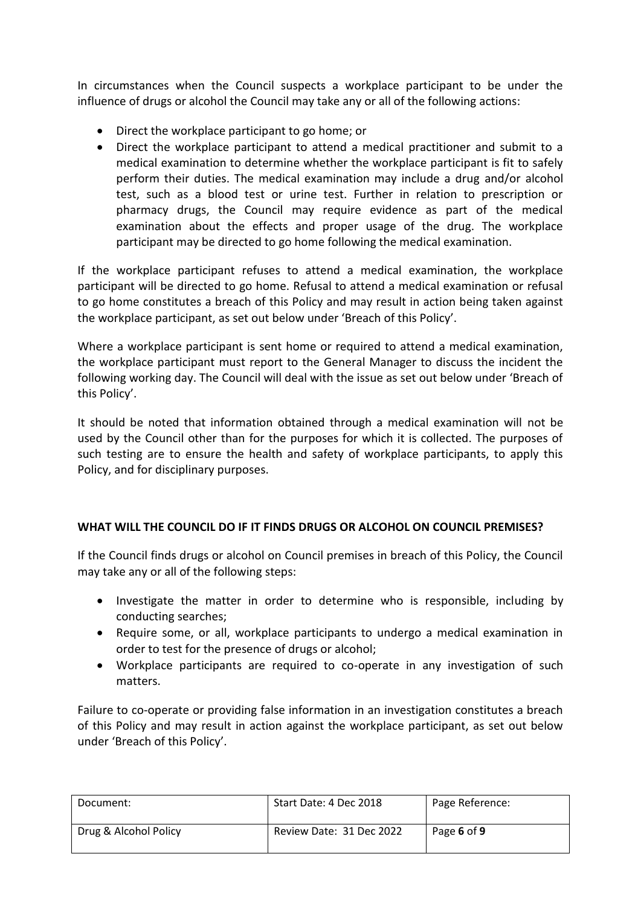In circumstances when the Council suspects a workplace participant to be under the influence of drugs or alcohol the Council may take any or all of the following actions:

- Direct the workplace participant to go home; or
- Direct the workplace participant to attend a medical practitioner and submit to a medical examination to determine whether the workplace participant is fit to safely perform their duties. The medical examination may include a drug and/or alcohol test, such as a blood test or urine test. Further in relation to prescription or pharmacy drugs, the Council may require evidence as part of the medical examination about the effects and proper usage of the drug. The workplace participant may be directed to go home following the medical examination.

If the workplace participant refuses to attend a medical examination, the workplace participant will be directed to go home. Refusal to attend a medical examination or refusal to go home constitutes a breach of this Policy and may result in action being taken against the workplace participant, as set out below under 'Breach of this Policy'.

Where a workplace participant is sent home or required to attend a medical examination, the workplace participant must report to the General Manager to discuss the incident the following working day. The Council will deal with the issue as set out below under 'Breach of this Policy'.

It should be noted that information obtained through a medical examination will not be used by the Council other than for the purposes for which it is collected. The purposes of such testing are to ensure the health and safety of workplace participants, to apply this Policy, and for disciplinary purposes.

**WHAT WILL THE COUNCIL DO IF IT FINDS DRUGS OR ALCOHOL ON COUNCIL PREMISES?**

If the Council finds drugs or alcohol on Council premises in breach of this Policy, the Council may take any or all of the following steps:

- Investigate the matter in order to determine who is responsible, including by conducting searches;
- Require some, or all, workplace participants to undergo a medical examination in order to test for the presence of drugs or alcohol;
- Workplace participants are required to co-operate in any investigation of such matters.

Failure to co-operate or providing false information in an investigation constitutes a breach of this Policy and may result in action against the workplace participant, as set out below under 'Breach of this Policy'.

| Document: | Start Date: 4 Dec 2018 | Page Reference: |
| --- | --- | --- |
| Drug & Alcohol Policy | Review Date: 31 Dec 2022 | Page **6** of **9** |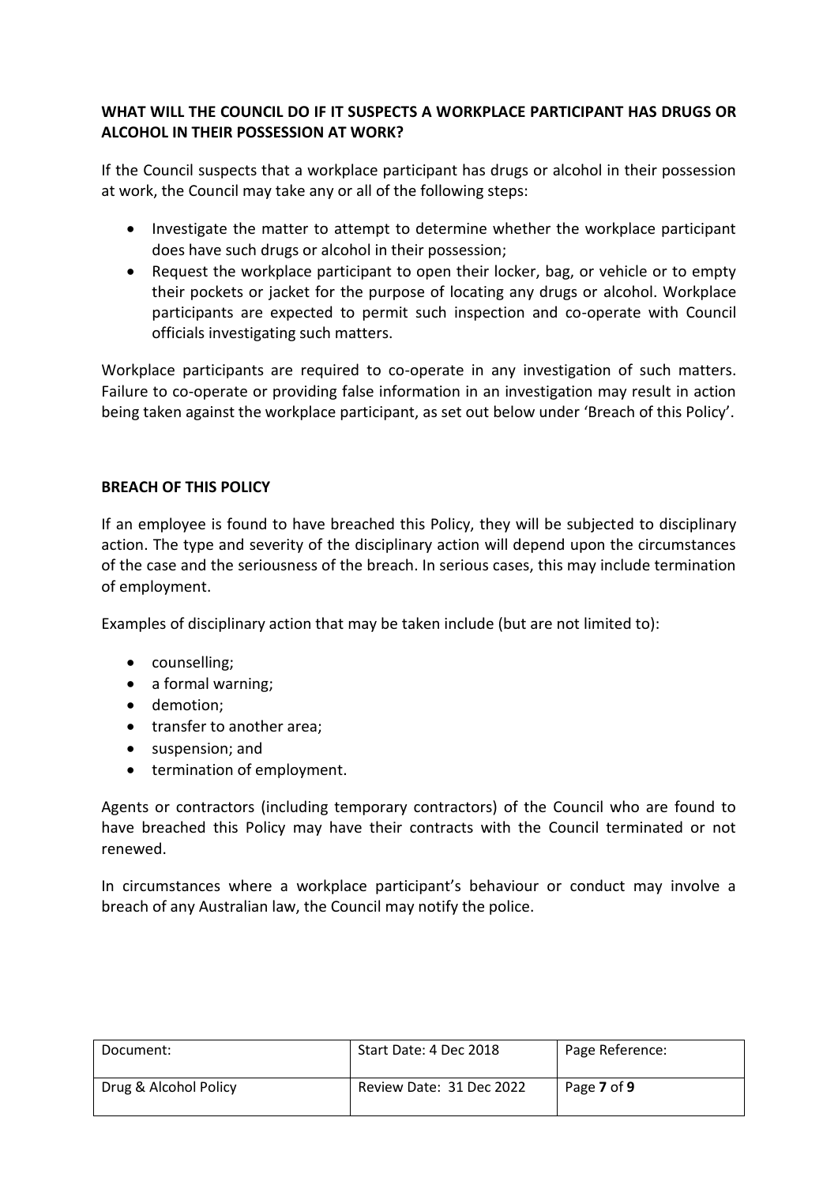**WHAT WILL THE COUNCIL DO IF IT SUSPECTS A WORKPLACE PARTICIPANT HAS DRUGS OR ALCOHOL IN THEIR POSSESSION AT WORK?**

If the Council suspects that a workplace participant has drugs or alcohol in their possession at work, the Council may take any or all of the following steps:

- Investigate the matter to attempt to determine whether the workplace participant does have such drugs or alcohol in their possession;
- Request the workplace participant to open their locker, bag, or vehicle or to empty their pockets or jacket for the purpose of locating any drugs or alcohol. Workplace participants are expected to permit such inspection and co-operate with Council officials investigating such matters.

Workplace participants are required to co-operate in any investigation of such matters. Failure to co-operate or providing false information in an investigation may result in action being taken against the workplace participant, as set out below under 'Breach of this Policy'.

**BREACH OF THIS POLICY**

If an employee is found to have breached this Policy, they will be subjected to disciplinary action. The type and severity of the disciplinary action will depend upon the circumstances of the case and the seriousness of the breach. In serious cases, this may include termination of employment.

Examples of disciplinary action that may be taken include (but are not limited to):

- counselling;
- a formal warning;
- demotion;
- transfer to another area;
- suspension; and
- termination of employment.

Agents or contractors (including temporary contractors) of the Council who are found to have breached this Policy may have their contracts with the Council terminated or not renewed.

In circumstances where a workplace participant's behaviour or conduct may involve a breach of any Australian law, the Council may notify the police.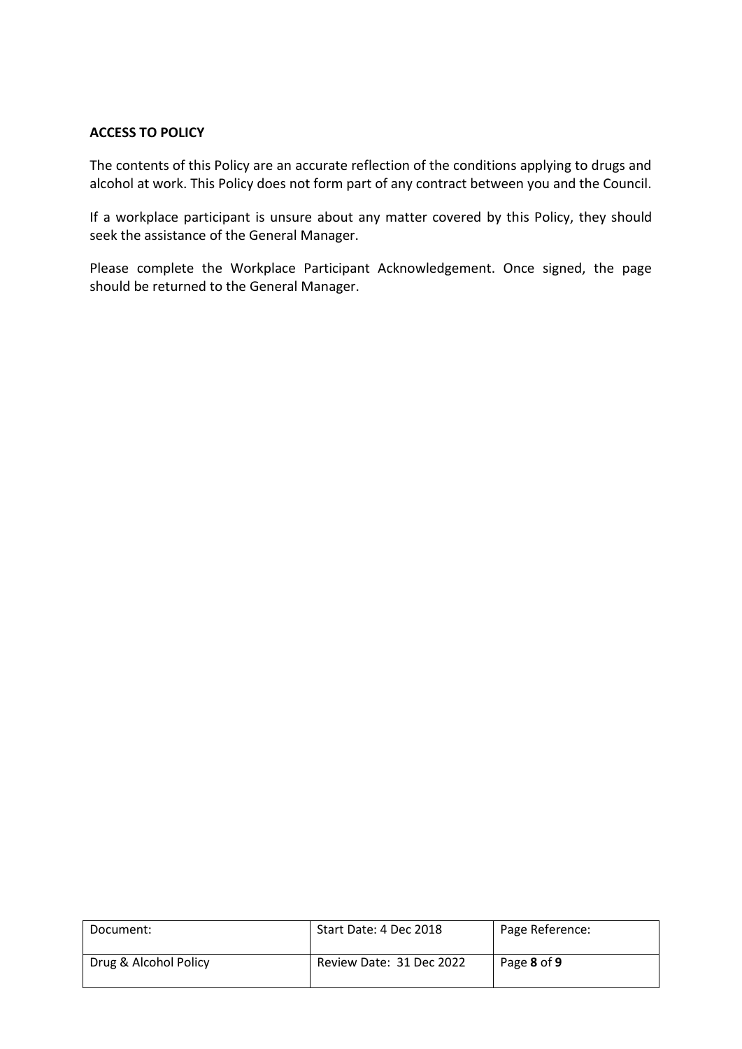**ACCESS TO POLICY**

The contents of this Policy are an accurate reflection of the conditions applying to drugs and alcohol at work. This Policy does not form part of any contract between you and the Council.

If a workplace participant is unsure about any matter covered by this Policy, they should seek the assistance of the General Manager.

Please complete the Workplace Participant Acknowledgement. Once signed, the page should be returned to the General Manager.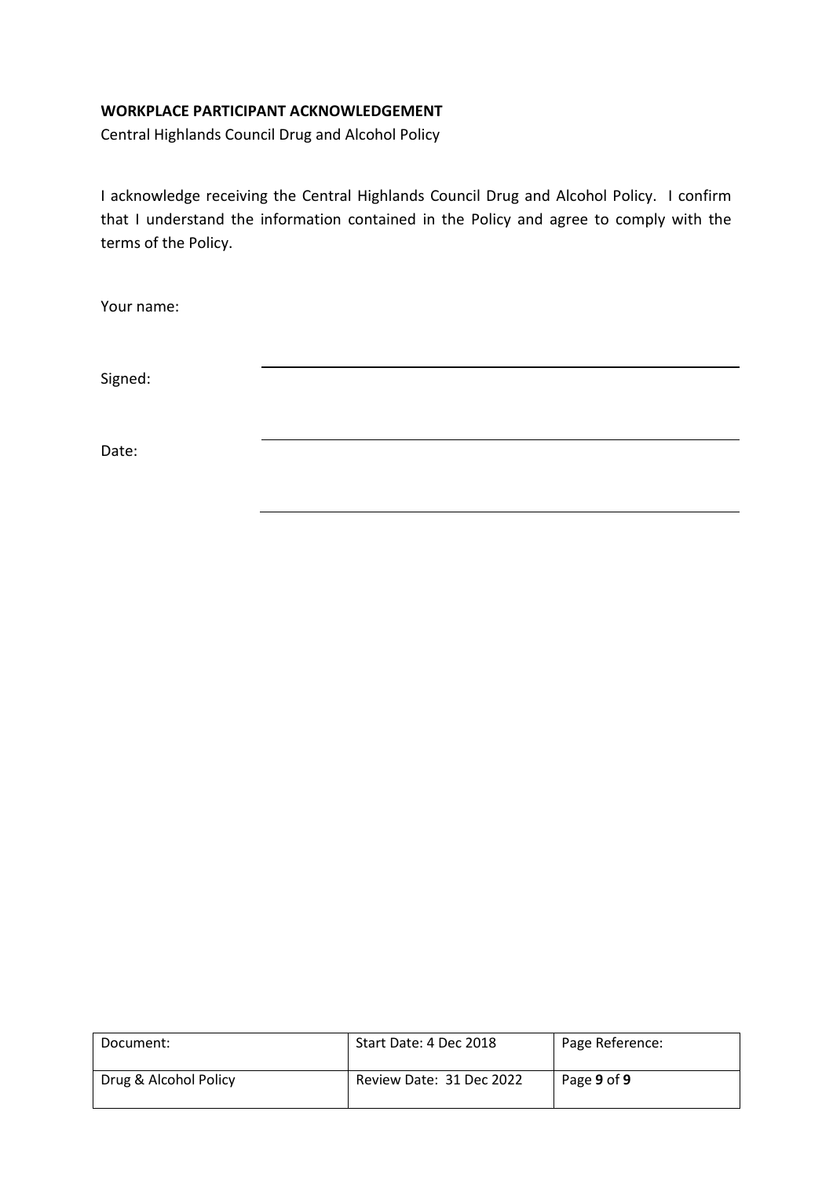**WORKPLACE PARTICIPANT ACKNOWLEDGEMENT**

Central Highlands Council Drug and Alcohol Policy

I acknowledge receiving the Central Highlands Council Drug and Alcohol Policy. I confirm that I understand the information contained in the Policy and agree to comply with the terms of the Policy.

Your name: ______________________________

Signed: ______________________________

Date: ______________________________